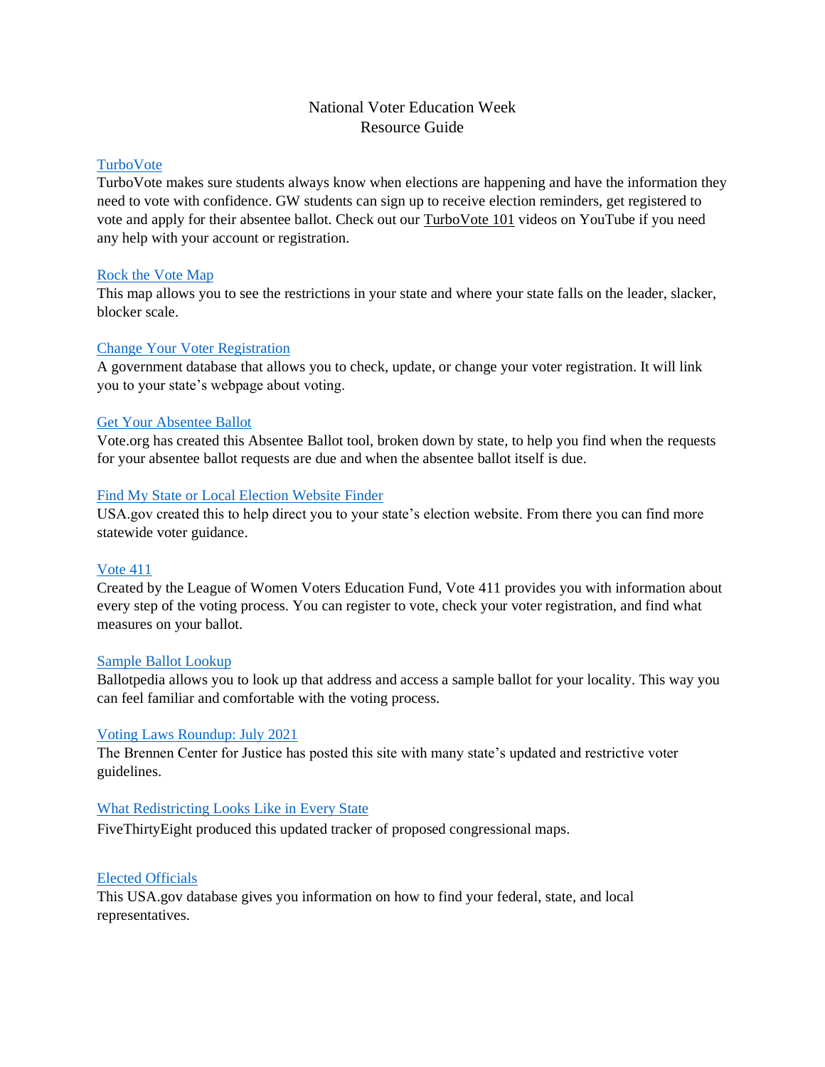# National Voter Education Week
# Resource Guide

**TurboVote**

TurboVote makes sure students always know when elections are happening and have the information they need to vote with confidence. GW students can sign up to receive election reminders, get registered to vote and apply for their absentee ballot. Check out our TurboVote 101 videos on YouTube if you need any help with your account or registration.

**Rock the Vote Map**

This map allows you to see the restrictions in your state and where your state falls on the leader, slacker, blocker scale.

**Change Your Voter Registration**

A government database that allows you to check, update, or change your voter registration. It will link you to your state's webpage about voting.

**Get Your Absentee Ballot**

Vote.org has created this Absentee Ballot tool, broken down by state, to help you find when the requests for your absentee ballot requests are due and when the absentee ballot itself is due.

**Find My State or Local Election Website Finder**

USA.gov created this to help direct you to your state's election website. From there you can find more statewide voter guidance.

**Vote 411**

Created by the League of Women Voters Education Fund, Vote 411 provides you with information about every step of the voting process. You can register to vote, check your voter registration, and find what measures on your ballot.

**Sample Ballot Lookup**

Ballotpedia allows you to look up that address and access a sample ballot for your locality. This way you can feel familiar and comfortable with the voting process.

**Voting Laws Roundup: July 2021**

The Brennen Center for Justice has posted this site with many state's updated and restrictive voter guidelines.

**What Redistricting Looks Like in Every State**

FiveThirtyEight produced this updated tracker of proposed congressional maps.

**Elected Officials**

This USA.gov database gives you information on how to find your federal, state, and local representatives.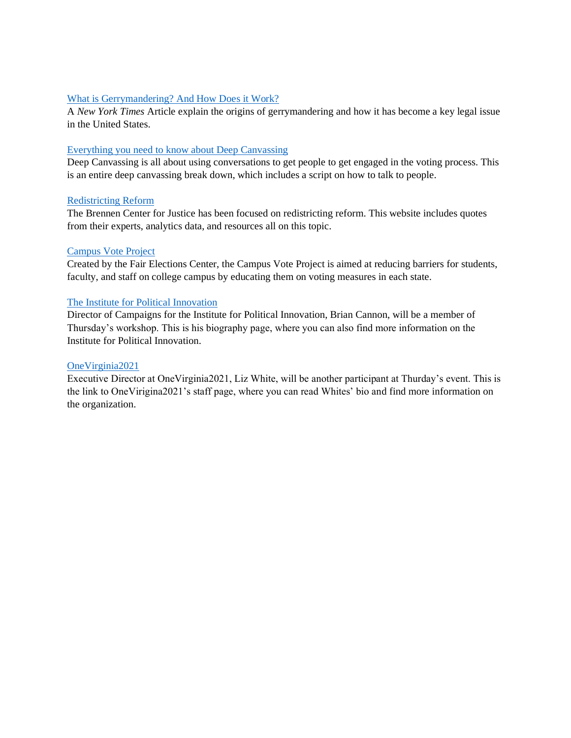[What is Gerrymandering? And How Does it Work?]()
A *New York Times* Article explain the origins of gerrymandering and how it has become a key legal issue in the United States.

[Everything you need to know about Deep Canvassing]()
Deep Canvassing is all about using conversations to get people to get engaged in the voting process. This is an entire deep canvassing break down, which includes a script on how to talk to people.

[Redistricting Reform]()
The Brennen Center for Justice has been focused on redistricting reform. This website includes quotes from their experts, analytics data, and resources all on this topic.

[Campus Vote Project]()
Created by the Fair Elections Center, the Campus Vote Project is aimed at reducing barriers for students, faculty, and staff on college campus by educating them on voting measures in each state.

[The Institute for Political Innovation]()
Director of Campaigns for the Institute for Political Innovation, Brian Cannon, will be a member of Thursday's workshop. This is his biography page, where you can also find more information on the Institute for Political Innovation.

[OneVirginia2021]()
Executive Director at OneVirginia2021, Liz White, will be another participant at Thurday's event. This is the link to OneVirigina2021's staff page, where you can read Whites' bio and find more information on the organization.